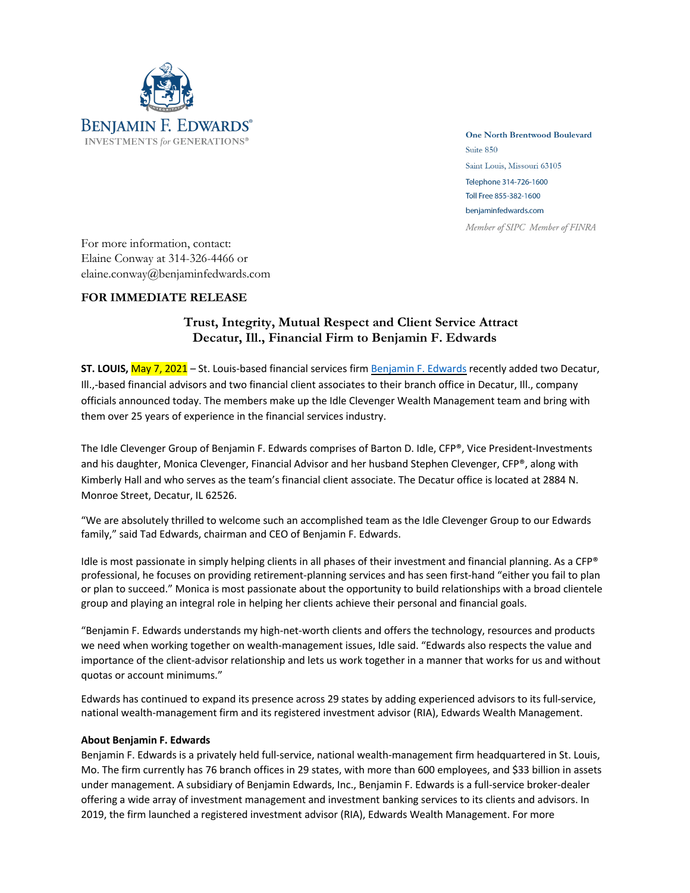BENJAMIN F. EDWARDS®
INVESTMENTS *for* GENERATIONS®

One North Brentwood Boulevard
Suite 850
Saint Louis, Missouri 63105
Telephone 314-726-1600
Toll Free 855-382-1600
benjaminfedwards.com
*Member of SIPC Member of FINRA*

For more information, contact:
Elaine Conway at 314-326-4466 or
elaine.conway@benjaminfedwards.com

**FOR IMMEDIATE RELEASE**

## Trust, Integrity, Mutual Respect and Client Service Attract Decatur, Ill., Financial Firm to Benjamin F. Edwards

**ST. LOUIS,** May 7, 2021 – St. Louis-based financial services firm Benjamin F. Edwards recently added two Decatur, Ill.,-based financial advisors and two financial client associates to their branch office in Decatur, Ill., company officials announced today. The members make up the Idle Clevenger Wealth Management team and bring with them over 25 years of experience in the financial services industry.

The Idle Clevenger Group of Benjamin F. Edwards comprises of Barton D. Idle, CFP®, Vice President-Investments and his daughter, Monica Clevenger, Financial Advisor and her husband Stephen Clevenger, CFP®, along with Kimberly Hall and who serves as the team's financial client associate. The Decatur office is located at 2884 N. Monroe Street, Decatur, IL 62526.

"We are absolutely thrilled to welcome such an accomplished team as the Idle Clevenger Group to our Edwards family," said Tad Edwards, chairman and CEO of Benjamin F. Edwards.

Idle is most passionate in simply helping clients in all phases of their investment and financial planning. As a CFP® professional, he focuses on providing retirement-planning services and has seen first-hand "either you fail to plan or plan to succeed." Monica is most passionate about the opportunity to build relationships with a broad clientele group and playing an integral role in helping her clients achieve their personal and financial goals.

"Benjamin F. Edwards understands my high-net-worth clients and offers the technology, resources and products we need when working together on wealth-management issues, Idle said. "Edwards also respects the value and importance of the client-advisor relationship and lets us work together in a manner that works for us and without quotas or account minimums."

Edwards has continued to expand its presence across 29 states by adding experienced advisors to its full-service, national wealth-management firm and its registered investment advisor (RIA), Edwards Wealth Management.

**About Benjamin F. Edwards**

Benjamin F. Edwards is a privately held full-service, national wealth-management firm headquartered in St. Louis, Mo. The firm currently has 76 branch offices in 29 states, with more than 600 employees, and $33 billion in assets under management. A subsidiary of Benjamin Edwards, Inc., Benjamin F. Edwards is a full-service broker-dealer offering a wide array of investment management and investment banking services to its clients and advisors. In 2019, the firm launched a registered investment advisor (RIA), Edwards Wealth Management. For more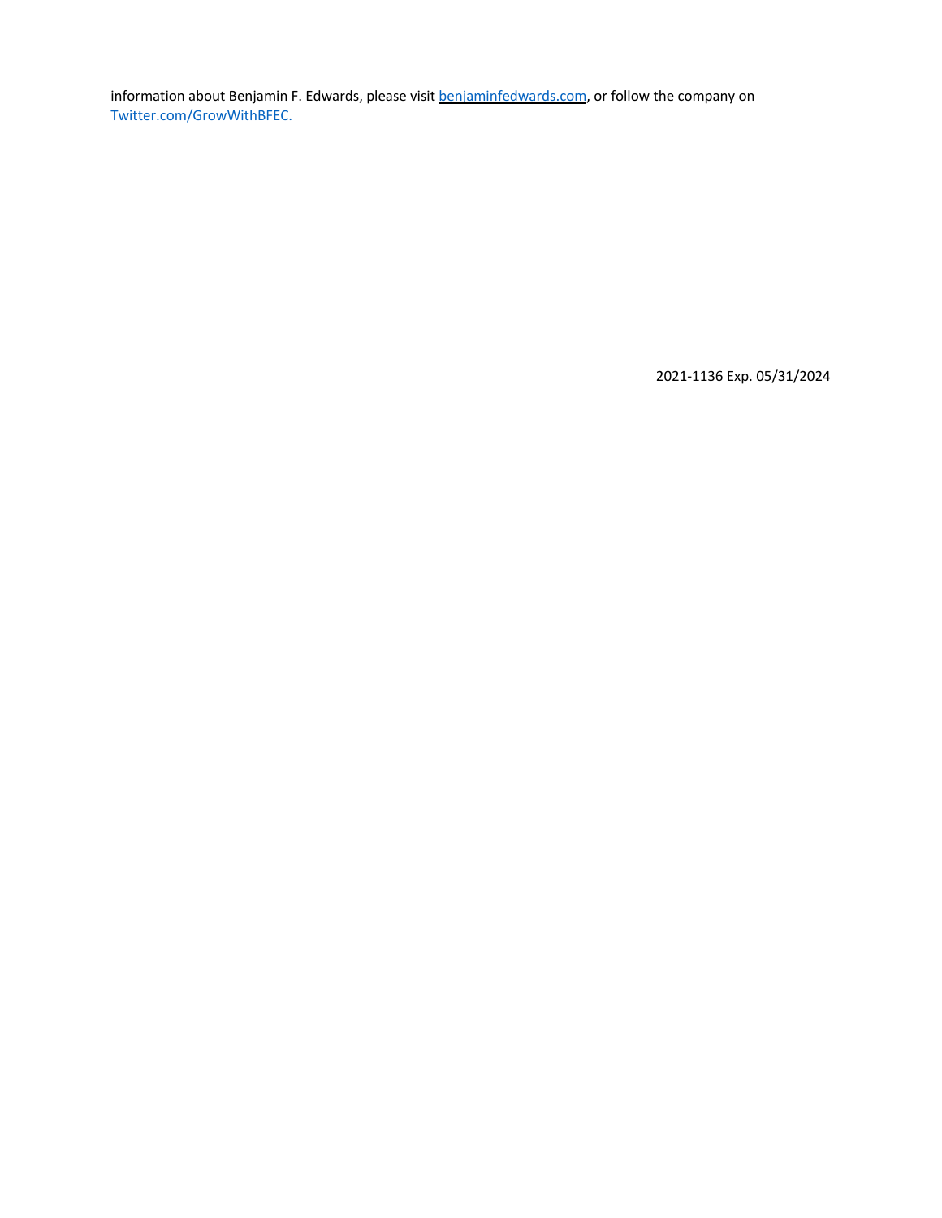information about Benjamin F. Edwards, please visit [benjaminfedwards.com](benjaminfedwards.com), or follow the company on [Twitter.com/GrowWithBFEC.](Twitter.com/GrowWithBFEC)

2021-1136 Exp. 05/31/2024